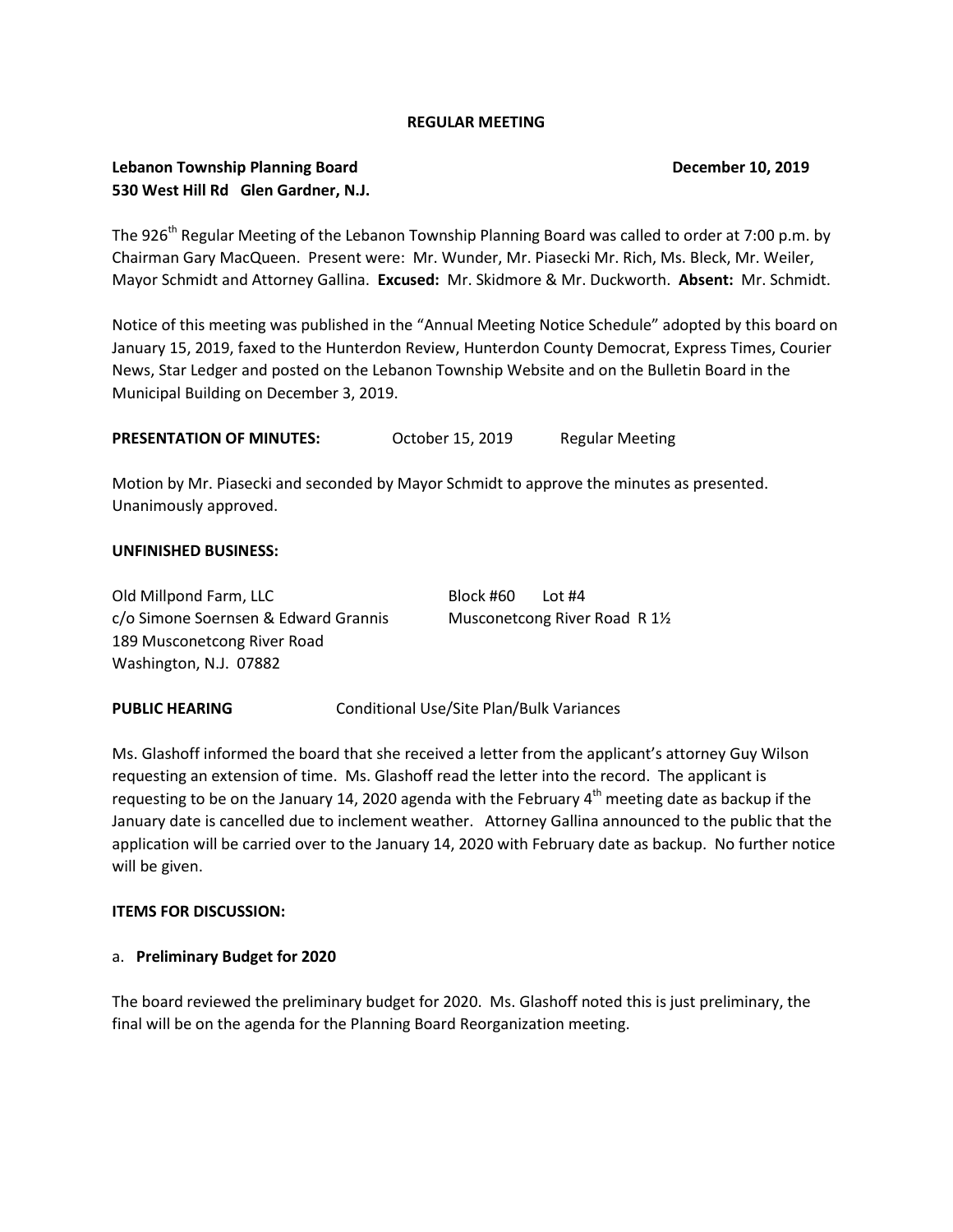**REGULAR MEETING**

**Lebanon Township Planning Board** **December 10, 2019**
**530 West Hill Rd Glen Gardner, N.J.**

The 926th Regular Meeting of the Lebanon Township Planning Board was called to order at 7:00 p.m. by Chairman Gary MacQueen. Present were: Mr. Wunder, Mr. Piasecki Mr. Rich, Ms. Bleck, Mr. Weiler, Mayor Schmidt and Attorney Gallina. **Excused:** Mr. Skidmore & Mr. Duckworth. **Absent:** Mr. Schmidt.

Notice of this meeting was published in the "Annual Meeting Notice Schedule" adopted by this board on January 15, 2019, faxed to the Hunterdon Review, Hunterdon County Democrat, Express Times, Courier News, Star Ledger and posted on the Lebanon Township Website and on the Bulletin Board in the Municipal Building on December 3, 2019.

**PRESENTATION OF MINUTES:** October 15, 2019 Regular Meeting

Motion by Mr. Piasecki and seconded by Mayor Schmidt to approve the minutes as presented. Unanimously approved.

**UNFINISHED BUSINESS:**

Old Millpond Farm, LLC — Block #60 Lot #4
c/o Simone Soernsen & Edward Grannis — Musconetcong River Road R 1½
189 Musconetcong River Road
Washington, N.J. 07882

**PUBLIC HEARING** Conditional Use/Site Plan/Bulk Variances

Ms. Glashoff informed the board that she received a letter from the applicant's attorney Guy Wilson requesting an extension of time. Ms. Glashoff read the letter into the record. The applicant is requesting to be on the January 14, 2020 agenda with the February 4th meeting date as backup if the January date is cancelled due to inclement weather. Attorney Gallina announced to the public that the application will be carried over to the January 14, 2020 with February date as backup. No further notice will be given.

**ITEMS FOR DISCUSSION:**

a. **Preliminary Budget for 2020**

The board reviewed the preliminary budget for 2020. Ms. Glashoff noted this is just preliminary, the final will be on the agenda for the Planning Board Reorganization meeting.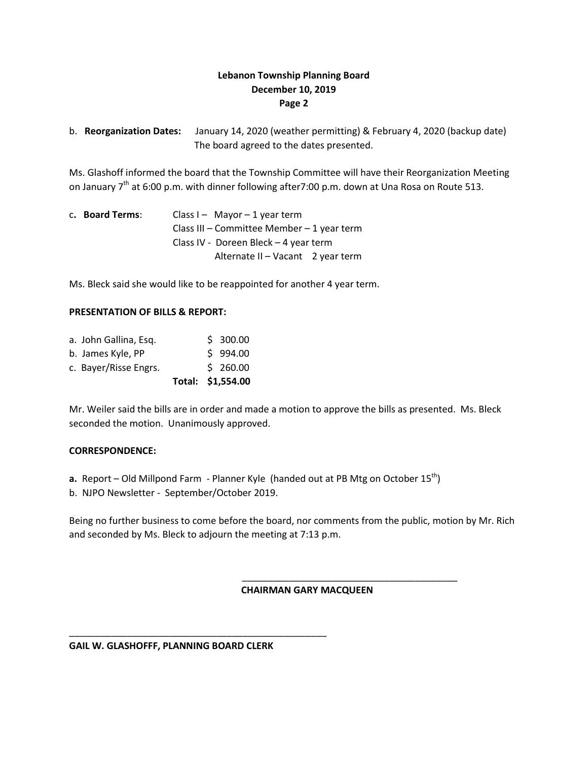**Lebanon Township Planning Board**
**December 10, 2019**
**Page 2**

b. **Reorganization Dates:** January 14, 2020 (weather permitting) & February 4, 2020 (backup date)
The board agreed to the dates presented.

Ms. Glashoff informed the board that the Township Committee will have their Reorganization Meeting on January 7th at 6:00 p.m. with dinner following after7:00 p.m. down at Una Rosa on Route 513.

c**. Board Terms**: Class I – Mayor – 1 year term
Class III – Committee Member – 1 year term
Class IV - Doreen Bleck – 4 year term
Alternate II – Vacant 2 year term

Ms. Bleck said she would like to be reappointed for another 4 year term.

**PRESENTATION OF BILLS & REPORT:**

| | |
|---|---|
| a. John Gallina, Esq. | $ 300.00 |
| b. James Kyle, PP | $ 994.00 |
| c. Bayer/Risse Engrs. | $ 260.00 |
| **Total:** | **$1,554.00** |

Mr. Weiler said the bills are in order and made a motion to approve the bills as presented. Ms. Bleck seconded the motion. Unanimously approved.

**CORRESPONDENCE:**

**a.** Report – Old Millpond Farm - Planner Kyle (handed out at PB Mtg on October 15th)
b. NJPO Newsletter - September/October 2019.

Being no further business to come before the board, nor comments from the public, motion by Mr. Rich and seconded by Ms. Bleck to adjourn the meeting at 7:13 p.m.

\_\_\_\_\_\_\_\_\_\_\_\_\_\_\_\_\_\_\_\_\_\_\_\_\_\_\_\_\_\_\_\_\_\_\_\_\_\_\_\_\_\_
**CHAIRMAN GARY MACQUEEN**

\_\_\_\_\_\_\_\_\_\_\_\_\_\_\_\_\_\_\_\_\_\_\_\_\_\_\_\_\_\_\_\_\_\_\_\_\_\_\_\_\_\_\_\_\_\_\_\_\_
**GAIL W. GLASHOFFF, PLANNING BOARD CLERK**